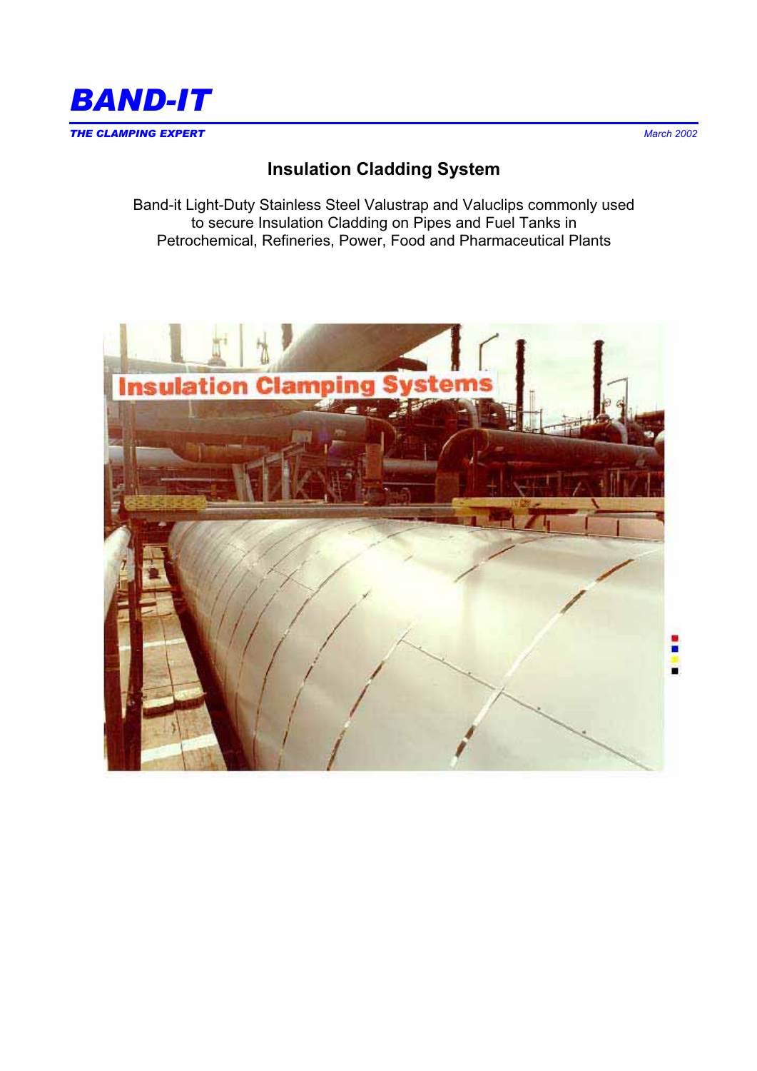# BAND-IT

***THE CLAMPING EXPERT***

*March 2002*

## Insulation Cladding System

Band-it Light-Duty Stainless Steel Valustrap and Valuclips commonly used to secure Insulation Cladding on Pipes and Fuel Tanks in Petrochemical, Refineries, Power, Food and Pharmaceutical Plants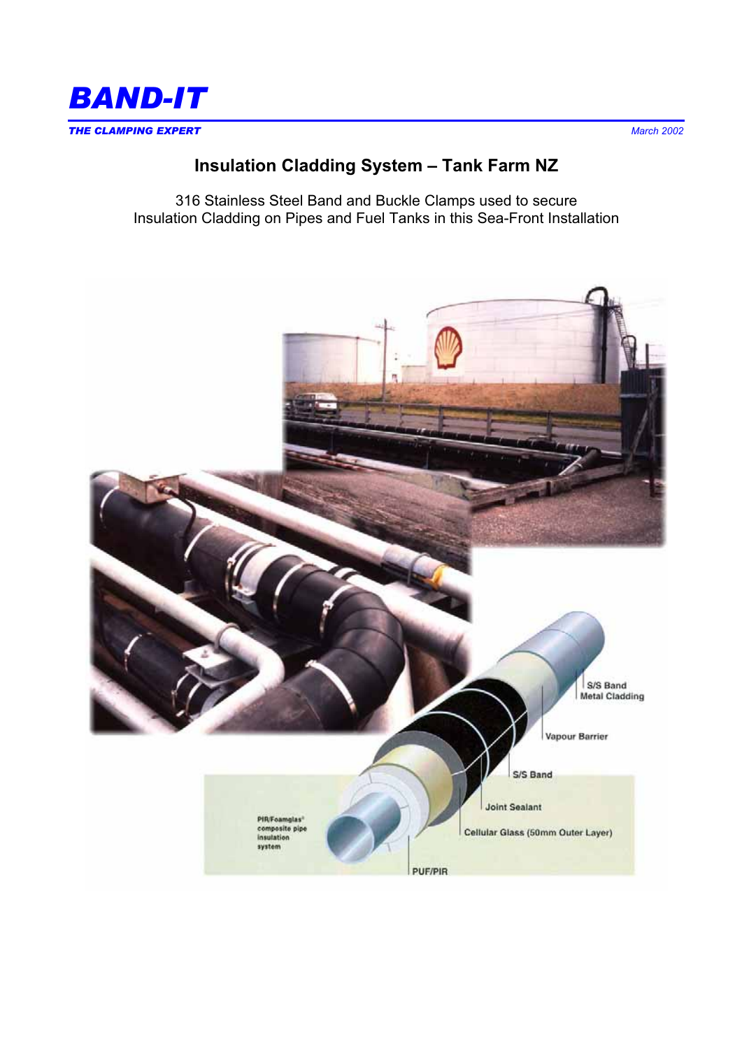# BAND-IT

***THE CLAMPING EXPERT***

*March 2002*

## Insulation Cladding System – Tank Farm NZ

316 Stainless Steel Band and Buckle Clamps used to secure Insulation Cladding on Pipes and Fuel Tanks in this Sea-Front Installation

S/S Band
Metal Cladding

Vapour Barrier

S/S Band

Joint Sealant

Cellular Glass (50mm Outer Layer)

PUF/PIR

PIR/Foamglas® composite pipe insulation system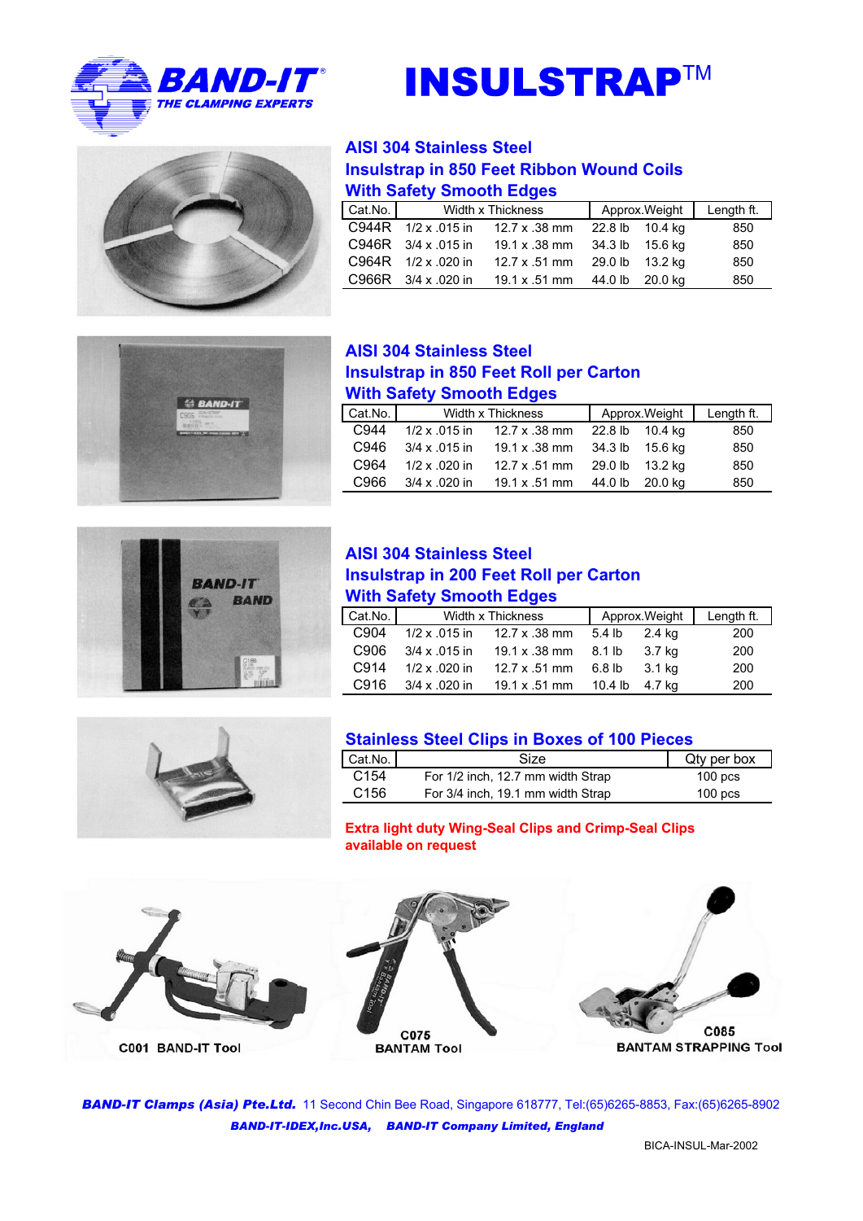# BAND-IT®

*THE CLAMPING EXPERTS*

# INSULSTRAP™

## AISI 304 Stainless Steel
## Insulstrap in 850 Feet Ribbon Wound Coils
## With Safety Smooth Edges

| Cat.No. | Width x Thickness | | Approx.Weight | | Length ft. |
|---|---|---|---|---|---|
| C944R | 1/2 x .015 in | 12.7 x .38 mm | 22.8 lb | 10.4 kg | 850 |
| C946R | 3/4 x .015 in | 19.1 x .38 mm | 34.3 lb | 15.6 kg | 850 |
| C964R | 1/2 x .020 in | 12.7 x .51 mm | 29.0 lb | 13.2 kg | 850 |
| C966R | 3/4 x .020 in | 19.1 x .51 mm | 44.0 lb | 20.0 kg | 850 |

## AISI 304 Stainless Steel
## Insulstrap in 850 Feet Roll per Carton
## With Safety Smooth Edges

| Cat.No. | Width x Thickness | | Approx.Weight | | Length ft. |
|---|---|---|---|---|---|
| C944 | 1/2 x .015 in | 12.7 x .38 mm | 22.8 lb | 10.4 kg | 850 |
| C946 | 3/4 x .015 in | 19.1 x .38 mm | 34.3 lb | 15.6 kg | 850 |
| C964 | 1/2 x .020 in | 12.7 x .51 mm | 29.0 lb | 13.2 kg | 850 |
| C966 | 3/4 x .020 in | 19.1 x .51 mm | 44.0 lb | 20.0 kg | 850 |

## AISI 304 Stainless Steel
## Insulstrap in 200 Feet Roll per Carton
## With Safety Smooth Edges

| Cat.No. | Width x Thickness | | Approx.Weight | | Length ft. |
|---|---|---|---|---|---|
| C904 | 1/2 x .015 in | 12.7 x .38 mm | 5.4 lb | 2.4 kg | 200 |
| C906 | 3/4 x .015 in | 19.1 x .38 mm | 8.1 lb | 3.7 kg | 200 |
| C914 | 1/2 x .020 in | 12.7 x .51 mm | 6.8 lb | 3.1 kg | 200 |
| C916 | 3/4 x .020 in | 19.1 x .51 mm | 10.4 lb | 4.7 kg | 200 |

## Stainless Steel Clips in Boxes of 100 Pieces

| Cat.No. | Size | Qty per box |
|---|---|---|
| C154 | For 1/2 inch, 12.7 mm width Strap | 100 pcs |
| C156 | For 3/4 inch, 19.1 mm width Strap | 100 pcs |

**Extra light duty Wing-Seal Clips and Crimp-Seal Clips available on request**

C001 BAND-IT Tool

C075 BANTAM Tool

C085 BANTAM STRAPPING Tool

***BAND-IT Clamps (Asia) Pte.Ltd.*** 11 Second Chin Bee Road, Singapore 618777, Tel:(65)6265-8853, Fax:(65)6265-8902

***BAND-IT-IDEX,Inc.USA, BAND-IT Company Limited, England***

BICA-INSUL-Mar-2002